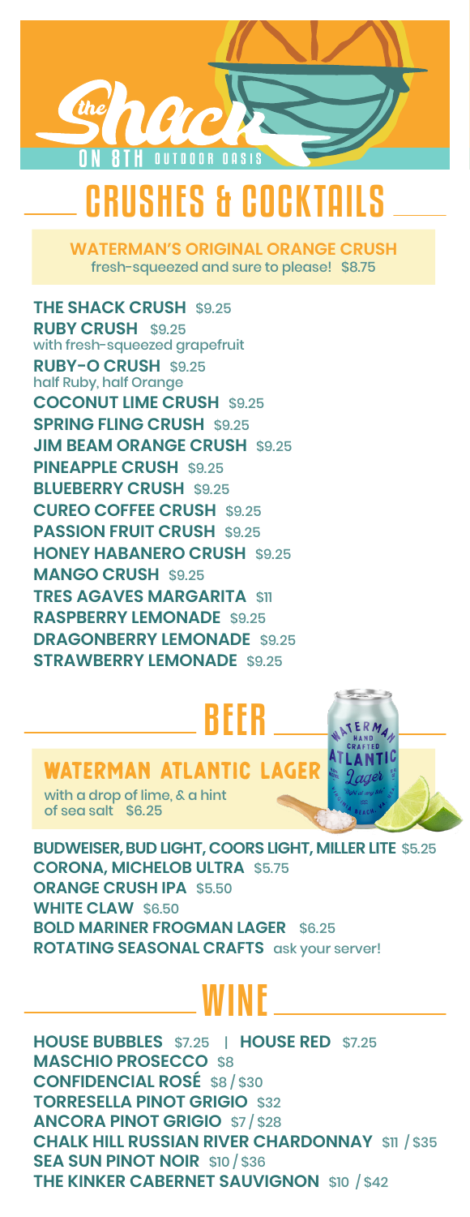# the Shack ON 8TH OUTDOOR OASIS

## CRUSHES & COCKTAILS

**WATERMAN'S ORIGINAL ORANGE CRUSH**
fresh-squeezed and sure to please! $8.75

**THE SHACK CRUSH** $9.25
**RUBY CRUSH** $9.25
with fresh-squeezed grapefruit
**RUBY-O CRUSH** $9.25
half Ruby, half Orange
**COCONUT LIME CRUSH** $9.25
**SPRING FLING CRUSH** $9.25
**JIM BEAM ORANGE CRUSH** $9.25
**PINEAPPLE CRUSH** $9.25
**BLUEBERRY CRUSH** $9.25
**CUREO COFFEE CRUSH** $9.25
**PASSION FRUIT CRUSH** $9.25
**HONEY HABANERO CRUSH** $9.25
**MANGO CRUSH** $9.25
**TRES AGAVES MARGARITA** $11
**RASPBERRY LEMONADE** $9.25
**DRAGONBERRY LEMONADE** $9.25
**STRAWBERRY LEMONADE** $9.25

## BEER

**WATERMAN ATLANTIC LAGER**
with a drop of lime, & a hint of sea salt $6.25

**BUDWEISER, BUD LIGHT, COORS LIGHT, MILLER LITE** $5.25
**CORONA, MICHELOB ULTRA** $5.75
**ORANGE CRUSH IPA** $5.50
**WHITE CLAW** $6.50
**BOLD MARINER FROGMAN LAGER** $6.25
**ROTATING SEASONAL CRAFTS** ask your server!

## WINE

**HOUSE BUBBLES** $7.25 | **HOUSE RED** $7.25
**MASCHIO PROSECCO** $8
**CONFIDENCIAL ROSÉ** $8 / $30
**TORRESELLA PINOT GRIGIO** $32
**ANCORA PINOT GRIGIO** $7 / $28
**CHALK HILL RUSSIAN RIVER CHARDONNAY** $11 / $35
**SEA SUN PINOT NOIR** $10 / $36
**THE KINKER CABERNET SAUVIGNON** $10 / $42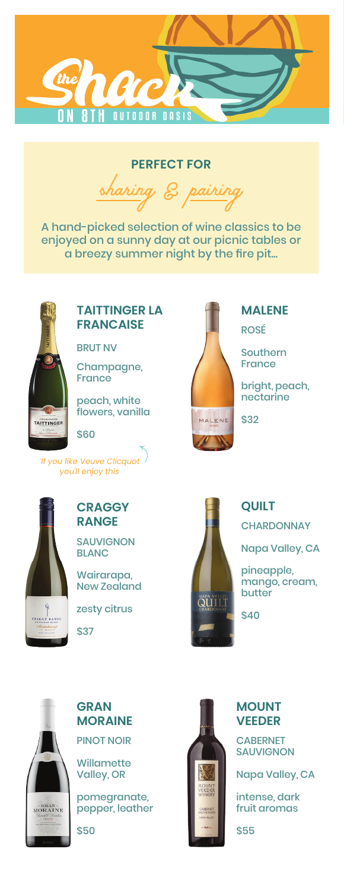# the Shack

ON 8TH OUTDOOR OASIS

**PERFECT FOR**

*sharing & pairing*

A hand-picked selection of wine classics to be enjoyed on a sunny day at our picnic tables or a breezy summer night by the fire pit...

### TAITTINGER LA FRANCAISE

BRUT NV

Champagne, France

peach, white flowers, vanilla

$60

*If you like Veuve Clicquot you'll enjoy this*

### MALENE

ROSÉ

Southern France

bright, peach, nectarine

$32

### CRAGGY RANGE

SAUVIGNON BLANC

Wairarapa, New Zealand

zesty citrus

$37

### QUILT

CHARDONNAY

Napa Valley, CA

pineapple, mango, cream, butter

$40

### GRAN MORAINE

PINOT NOIR

Willamette Valley, OR

pomegranate, pepper, leather

$50

### MOUNT VEEDER

CABERNET SAUVIGNON

Napa Valley, CA

intense, dark fruit aromas

$55